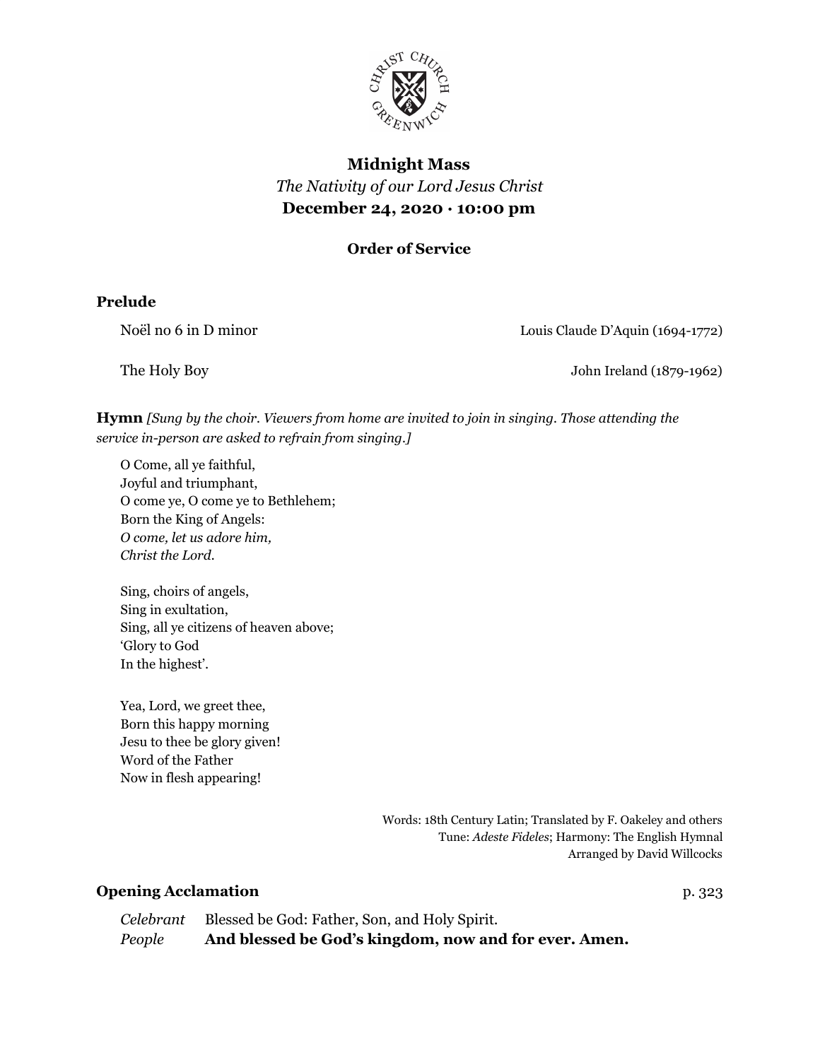# Midnight Mass

*The Nativity of our Lord Jesus Christ*

**December 24, 2020 · 10:00 pm**

**Order of Service**

## Prelude

Noël no 6 in D minor — Louis Claude D'Aquin (1694-1772)

The Holy Boy — John Ireland (1879-1962)

**Hymn** *[Sung by the choir. Viewers from home are invited to join in singing. Those attending the service in-person are asked to refrain from singing.]*

O Come, all ye faithful,
Joyful and triumphant,
O come ye, O come ye to Bethlehem;
Born the King of Angels:
*O come, let us adore him,*
*Christ the Lord.*

Sing, choirs of angels,
Sing in exultation,
Sing, all ye citizens of heaven above;
'Glory to God
In the highest'.

Yea, Lord, we greet thee,
Born this happy morning
Jesu to thee be glory given!
Word of the Father
Now in flesh appearing!

Words: 18th Century Latin; Translated by F. Oakeley and others
Tune: *Adeste Fideles*; Harmony: The English Hymnal
Arranged by David Willcocks

## Opening Acclamation

p. 323

*Celebrant* Blessed be God: Father, Son, and Holy Spirit.
*People* **And blessed be God's kingdom, now and for ever. Amen.**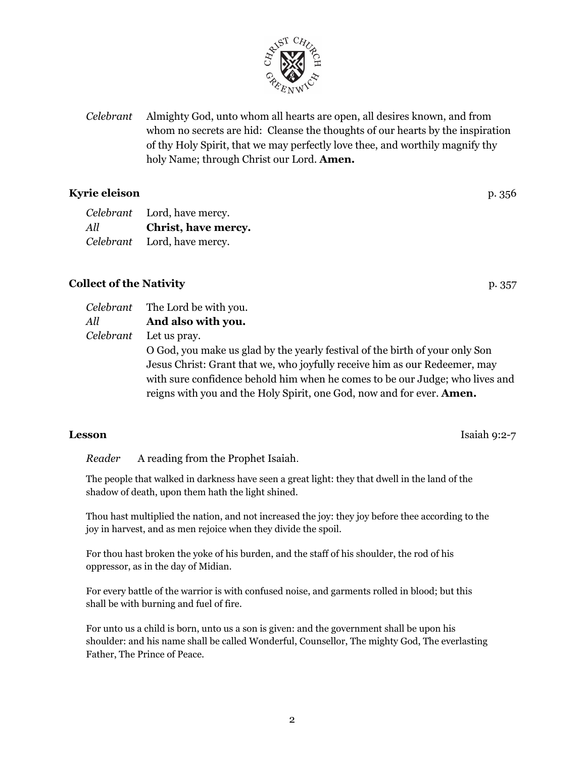*Celebrant* Almighty God, unto whom all hearts are open, all desires known, and from whom no secrets are hid: Cleanse the thoughts of our hearts by the inspiration of thy Holy Spirit, that we may perfectly love thee, and worthily magnify thy holy Name; through Christ our Lord. **Amen.**

## Kyrie eleison p. 356

*Celebrant* Lord, have mercy.
*All* **Christ, have mercy.**
*Celebrant* Lord, have mercy.

## Collect of the Nativity p. 357

*Celebrant* The Lord be with you.
*All* **And also with you.**
*Celebrant* Let us pray.
O God, you make us glad by the yearly festival of the birth of your only Son Jesus Christ: Grant that we, who joyfully receive him as our Redeemer, may with sure confidence behold him when he comes to be our Judge; who lives and reigns with you and the Holy Spirit, one God, now and for ever. **Amen.**

## Lesson Isaiah 9:2-7

*Reader* A reading from the Prophet Isaiah.

The people that walked in darkness have seen a great light: they that dwell in the land of the shadow of death, upon them hath the light shined.

Thou hast multiplied the nation, and not increased the joy: they joy before thee according to the joy in harvest, and as men rejoice when they divide the spoil.

For thou hast broken the yoke of his burden, and the staff of his shoulder, the rod of his oppressor, as in the day of Midian.

For every battle of the warrior is with confused noise, and garments rolled in blood; but this shall be with burning and fuel of fire.

For unto us a child is born, unto us a son is given: and the government shall be upon his shoulder: and his name shall be called Wonderful, Counsellor, The mighty God, The everlasting Father, The Prince of Peace.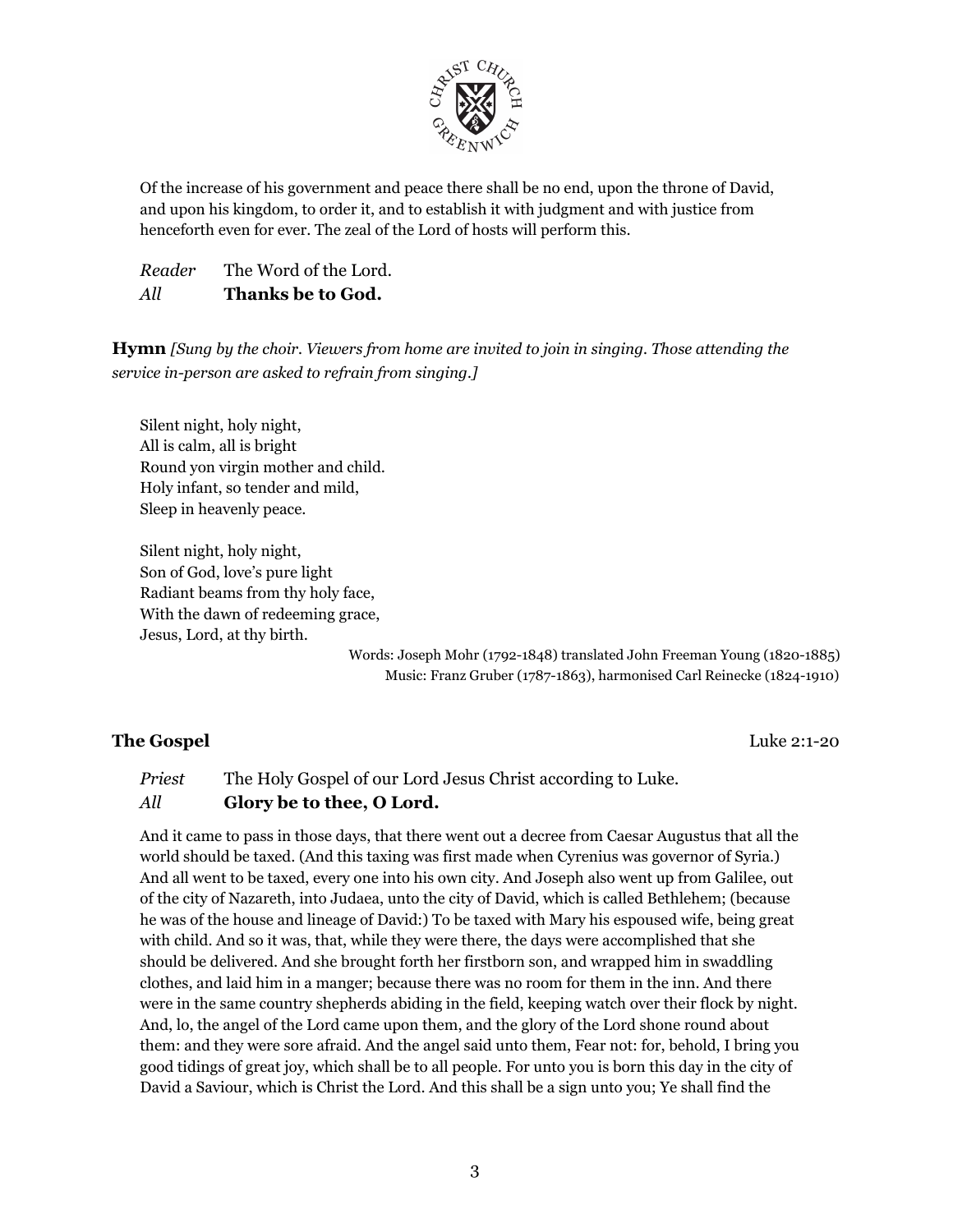Of the increase of his government and peace there shall be no end, upon the throne of David, and upon his kingdom, to order it, and to establish it with judgment and with justice from henceforth even for ever. The zeal of the Lord of hosts will perform this.

*Reader* The Word of the Lord.
*All* **Thanks be to God.**

**Hymn** *[Sung by the choir. Viewers from home are invited to join in singing. Those attending the service in-person are asked to refrain from singing.]*

Silent night, holy night,
All is calm, all is bright
Round yon virgin mother and child.
Holy infant, so tender and mild,
Sleep in heavenly peace.

Silent night, holy night,
Son of God, love's pure light
Radiant beams from thy holy face,
With the dawn of redeeming grace,
Jesus, Lord, at thy birth.

Words: Joseph Mohr (1792-1848) translated John Freeman Young (1820-1885)
Music: Franz Gruber (1787-1863), harmonised Carl Reinecke (1824-1910)

## The Gospel

Luke 2:1-20

*Priest* The Holy Gospel of our Lord Jesus Christ according to Luke.
*All* **Glory be to thee, O Lord.**

And it came to pass in those days, that there went out a decree from Caesar Augustus that all the world should be taxed. (And this taxing was first made when Cyrenius was governor of Syria.) And all went to be taxed, every one into his own city. And Joseph also went up from Galilee, out of the city of Nazareth, into Judaea, unto the city of David, which is called Bethlehem; (because he was of the house and lineage of David:) To be taxed with Mary his espoused wife, being great with child. And so it was, that, while they were there, the days were accomplished that she should be delivered. And she brought forth her firstborn son, and wrapped him in swaddling clothes, and laid him in a manger; because there was no room for them in the inn. And there were in the same country shepherds abiding in the field, keeping watch over their flock by night. And, lo, the angel of the Lord came upon them, and the glory of the Lord shone round about them: and they were sore afraid. And the angel said unto them, Fear not: for, behold, I bring you good tidings of great joy, which shall be to all people. For unto you is born this day in the city of David a Saviour, which is Christ the Lord. And this shall be a sign unto you; Ye shall find the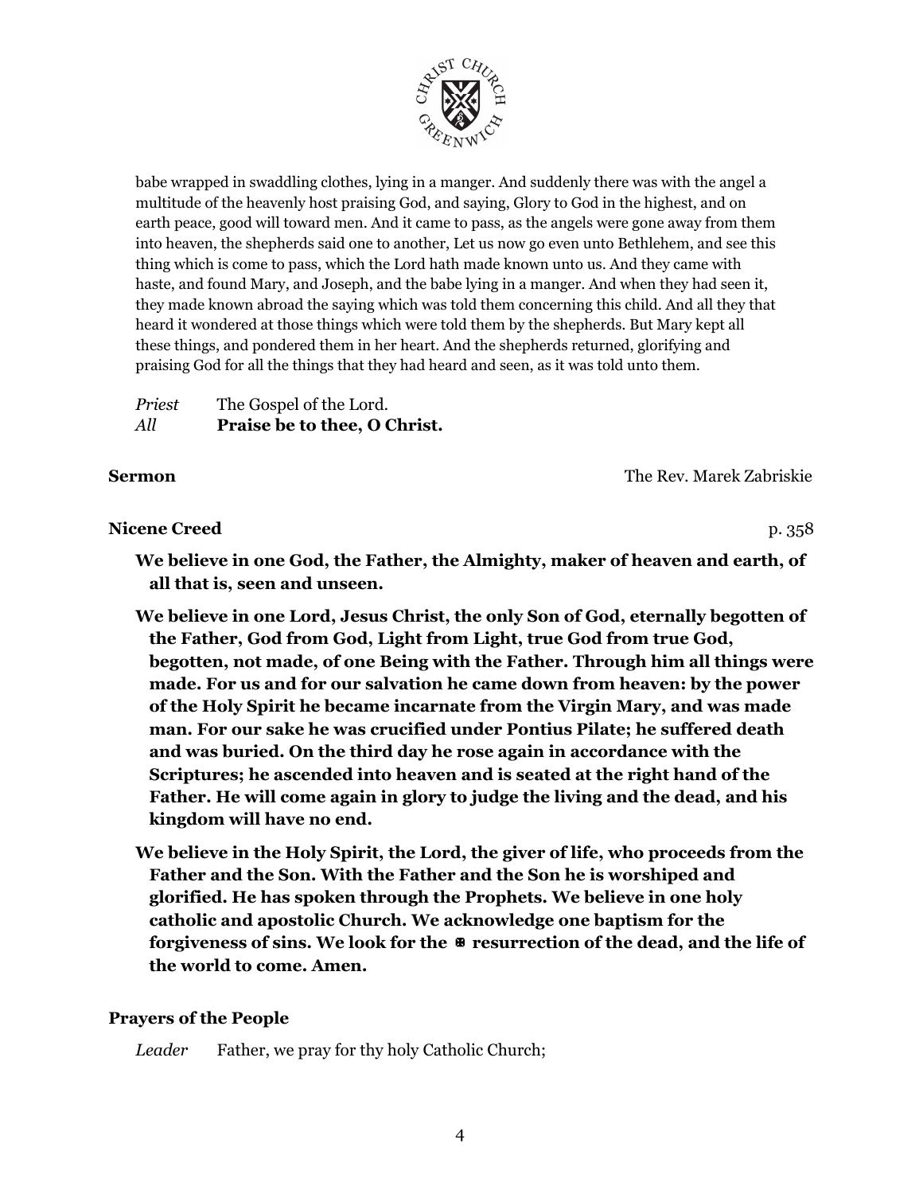babe wrapped in swaddling clothes, lying in a manger. And suddenly there was with the angel a multitude of the heavenly host praising God, and saying, Glory to God in the highest, and on earth peace, good will toward men. And it came to pass, as the angels were gone away from them into heaven, the shepherds said one to another, Let us now go even unto Bethlehem, and see this thing which is come to pass, which the Lord hath made known unto us. And they came with haste, and found Mary, and Joseph, and the babe lying in a manger. And when they had seen it, they made known abroad the saying which was told them concerning this child. And all they that heard it wondered at those things which were told them by the shepherds. But Mary kept all these things, and pondered them in her heart. And the shepherds returned, glorifying and praising God for all the things that they had heard and seen, as it was told unto them.

*Priest* The Gospel of the Lord.
*All* **Praise be to thee, O Christ.**

**Sermon** The Rev. Marek Zabriskie

**Nicene Creed** p. 358

**We believe in one God, the Father, the Almighty, maker of heaven and earth, of all that is, seen and unseen.**

**We believe in one Lord, Jesus Christ, the only Son of God, eternally begotten of the Father, God from God, Light from Light, true God from true God, begotten, not made, of one Being with the Father. Through him all things were made. For us and for our salvation he came down from heaven: by the power of the Holy Spirit he became incarnate from the Virgin Mary, and was made man. For our sake he was crucified under Pontius Pilate; he suffered death and was buried. On the third day he rose again in accordance with the Scriptures; he ascended into heaven and is seated at the right hand of the Father. He will come again in glory to judge the living and the dead, and his kingdom will have no end.**

**We believe in the Holy Spirit, the Lord, the giver of life, who proceeds from the Father and the Son. With the Father and the Son he is worshiped and glorified. He has spoken through the Prophets. We believe in one holy catholic and apostolic Church. We acknowledge one baptism for the forgiveness of sins. We look for the ✠ resurrection of the dead, and the life of the world to come. Amen.**

**Prayers of the People**

*Leader* Father, we pray for thy holy Catholic Church;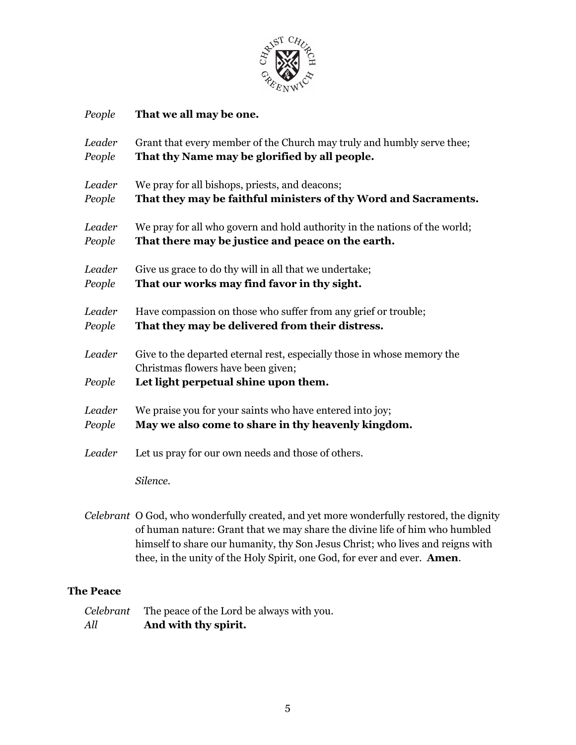*People* **That we all may be one.**

*Leader* Grant that every member of the Church may truly and humbly serve thee;
*People* **That thy Name may be glorified by all people.**

*Leader* We pray for all bishops, priests, and deacons;
*People* **That they may be faithful ministers of thy Word and Sacraments.**

*Leader* We pray for all who govern and hold authority in the nations of the world;
*People* **That there may be justice and peace on the earth.**

*Leader* Give us grace to do thy will in all that we undertake;
*People* **That our works may find favor in thy sight.**

*Leader* Have compassion on those who suffer from any grief or trouble;
*People* **That they may be delivered from their distress.**

*Leader* Give to the departed eternal rest, especially those in whose memory the Christmas flowers have been given;
*People* **Let light perpetual shine upon them.**

*Leader* We praise you for your saints who have entered into joy;
*People* **May we also come to share in thy heavenly kingdom.**

*Leader* Let us pray for our own needs and those of others.

*Silence.*

*Celebrant* O God, who wonderfully created, and yet more wonderfully restored, the dignity of human nature: Grant that we may share the divine life of him who humbled himself to share our humanity, thy Son Jesus Christ; who lives and reigns with thee, in the unity of the Holy Spirit, one God, for ever and ever. **Amen**.

## The Peace

*Celebrant* The peace of the Lord be always with you.
*All* **And with thy spirit.**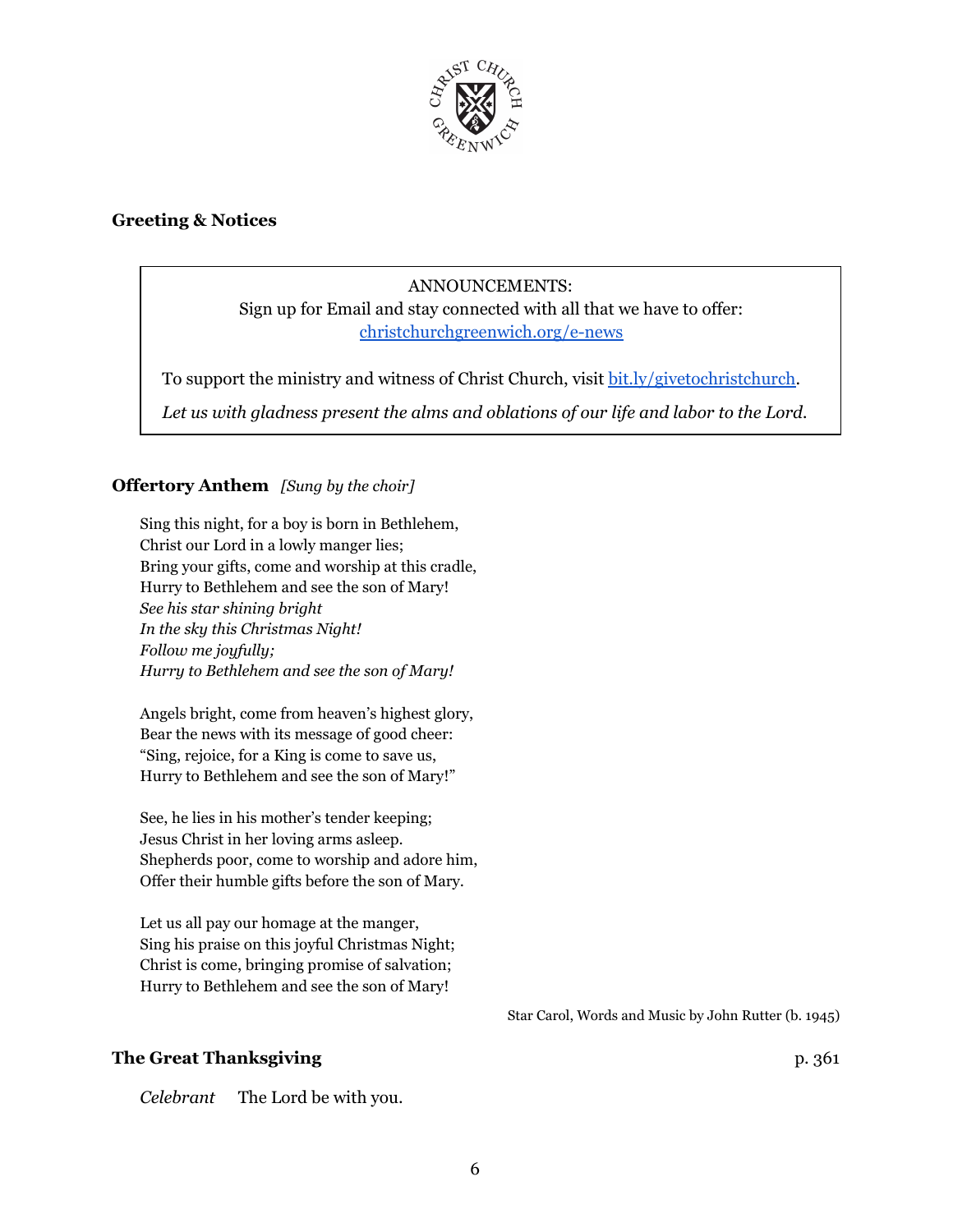### Greeting & Notices

> ANNOUNCEMENTS:
> Sign up for Email and stay connected with all that we have to offer:
> [christchurchgreenwich.org/e-news](christchurchgreenwich.org/e-news)
>
> To support the ministry and witness of Christ Church, visit [bit.ly/givetochristchurch](bit.ly/givetochristchurch).
>
> *Let us with gladness present the alms and oblations of our life and labor to the Lord.*

### Offertory Anthem *[Sung by the choir]*

Sing this night, for a boy is born in Bethlehem,
Christ our Lord in a lowly manger lies;
Bring your gifts, come and worship at this cradle,
Hurry to Bethlehem and see the son of Mary!
*See his star shining bright*
*In the sky this Christmas Night!*
*Follow me joyfully;*
*Hurry to Bethlehem and see the son of Mary!*

Angels bright, come from heaven's highest glory,
Bear the news with its message of good cheer:
"Sing, rejoice, for a King is come to save us,
Hurry to Bethlehem and see the son of Mary!"

See, he lies in his mother's tender keeping;
Jesus Christ in her loving arms asleep.
Shepherds poor, come to worship and adore him,
Offer their humble gifts before the son of Mary.

Let us all pay our homage at the manger,
Sing his praise on this joyful Christmas Night;
Christ is come, bringing promise of salvation;
Hurry to Bethlehem and see the son of Mary!

Star Carol, Words and Music by John Rutter (b. 1945)

### The Great Thanksgiving p. 361

*Celebrant* The Lord be with you.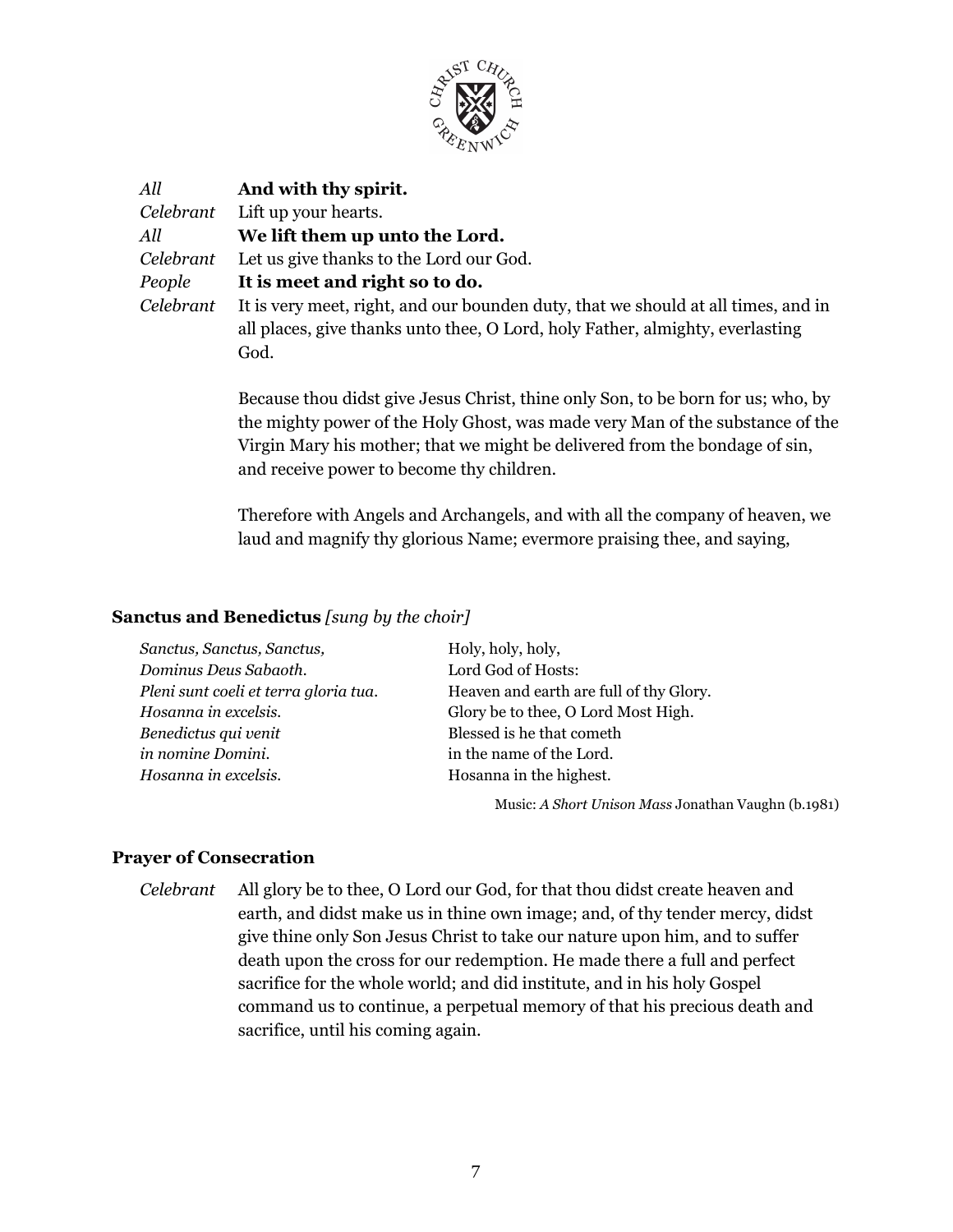*All* **And with thy spirit.**
*Celebrant* Lift up your hearts.
*All* **We lift them up unto the Lord.**
*Celebrant* Let us give thanks to the Lord our God.
*People* **It is meet and right so to do.**
*Celebrant* It is very meet, right, and our bounden duty, that we should at all times, and in all places, give thanks unto thee, O Lord, holy Father, almighty, everlasting God.

Because thou didst give Jesus Christ, thine only Son, to be born for us; who, by the mighty power of the Holy Ghost, was made very Man of the substance of the Virgin Mary his mother; that we might be delivered from the bondage of sin, and receive power to become thy children.

Therefore with Angels and Archangels, and with all the company of heaven, we laud and magnify thy glorious Name; evermore praising thee, and saying,

### Sanctus and Benedictus *[sung by the choir]*

| | |
|---|---|
| *Sanctus, Sanctus, Sanctus,* | Holy, holy, holy, |
| *Dominus Deus Sabaoth.* | Lord God of Hosts: |
| *Pleni sunt coeli et terra gloria tua.* | Heaven and earth are full of thy Glory. |
| *Hosanna in excelsis.* | Glory be to thee, O Lord Most High. |
| *Benedictus qui venit* | Blessed is he that cometh |
| *in nomine Domini.* | in the name of the Lord. |
| *Hosanna in excelsis.* | Hosanna in the highest. |

Music: *A Short Unison Mass* Jonathan Vaughn (b.1981)

### Prayer of Consecration

*Celebrant* All glory be to thee, O Lord our God, for that thou didst create heaven and earth, and didst make us in thine own image; and, of thy tender mercy, didst give thine only Son Jesus Christ to take our nature upon him, and to suffer death upon the cross for our redemption. He made there a full and perfect sacrifice for the whole world; and did institute, and in his holy Gospel command us to continue, a perpetual memory of that his precious death and sacrifice, until his coming again.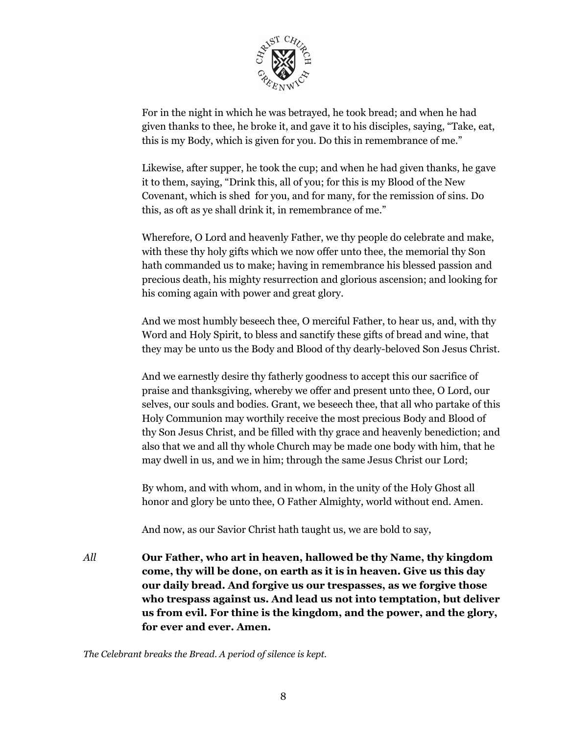For in the night in which he was betrayed, he took bread; and when he had given thanks to thee, he broke it, and gave it to his disciples, saying, "Take, eat, this is my Body, which is given for you. Do this in remembrance of me."

Likewise, after supper, he took the cup; and when he had given thanks, he gave it to them, saying, "Drink this, all of you; for this is my Blood of the New Covenant, which is shed for you, and for many, for the remission of sins. Do this, as oft as ye shall drink it, in remembrance of me."

Wherefore, O Lord and heavenly Father, we thy people do celebrate and make, with these thy holy gifts which we now offer unto thee, the memorial thy Son hath commanded us to make; having in remembrance his blessed passion and precious death, his mighty resurrection and glorious ascension; and looking for his coming again with power and great glory.

And we most humbly beseech thee, O merciful Father, to hear us, and, with thy Word and Holy Spirit, to bless and sanctify these gifts of bread and wine, that they may be unto us the Body and Blood of thy dearly-beloved Son Jesus Christ.

And we earnestly desire thy fatherly goodness to accept this our sacrifice of praise and thanksgiving, whereby we offer and present unto thee, O Lord, our selves, our souls and bodies. Grant, we beseech thee, that all who partake of this Holy Communion may worthily receive the most precious Body and Blood of thy Son Jesus Christ, and be filled with thy grace and heavenly benediction; and also that we and all thy whole Church may be made one body with him, that he may dwell in us, and we in him; through the same Jesus Christ our Lord;

By whom, and with whom, and in whom, in the unity of the Holy Ghost all honor and glory be unto thee, O Father Almighty, world without end. Amen.

And now, as our Savior Christ hath taught us, we are bold to say,

*All* **Our Father, who art in heaven, hallowed be thy Name, thy kingdom come, thy will be done, on earth as it is in heaven. Give us this day our daily bread. And forgive us our trespasses, as we forgive those who trespass against us. And lead us not into temptation, but deliver us from evil. For thine is the kingdom, and the power, and the glory, for ever and ever. Amen.**

*The Celebrant breaks the Bread. A period of silence is kept.*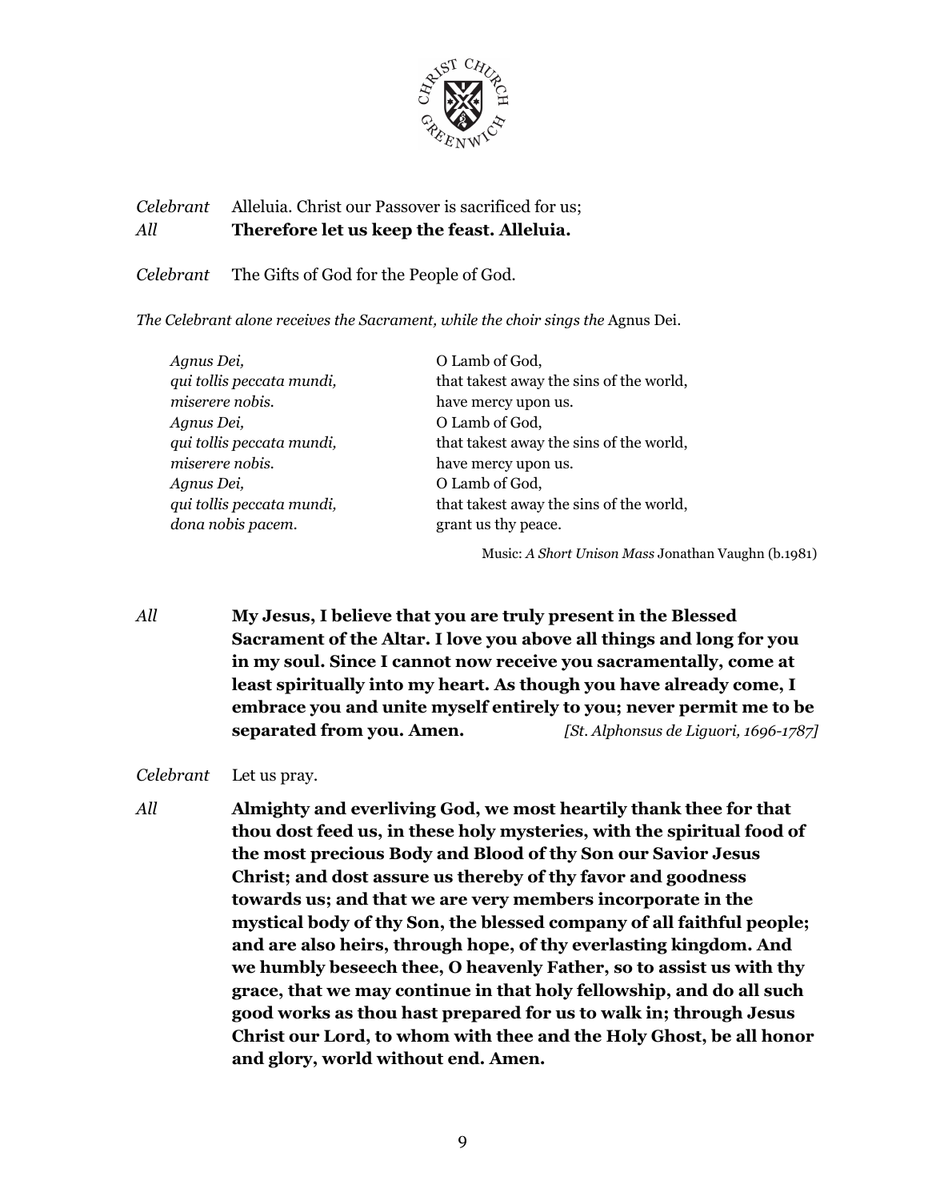*Celebrant* Alleluia. Christ our Passover is sacrificed for us;
*All* **Therefore let us keep the feast. Alleluia.**

*Celebrant* The Gifts of God for the People of God.

*The Celebrant alone receives the Sacrament, while the choir sings the* Agnus Dei.

| | |
|---|---|
| *Agnus Dei,* | O Lamb of God, |
| *qui tollis peccata mundi,* | that takest away the sins of the world, |
| *miserere nobis.* | have mercy upon us. |
| *Agnus Dei,* | O Lamb of God, |
| *qui tollis peccata mundi,* | that takest away the sins of the world, |
| *miserere nobis.* | have mercy upon us. |
| *Agnus Dei,* | O Lamb of God, |
| *qui tollis peccata mundi,* | that takest away the sins of the world, |
| *dona nobis pacem.* | grant us thy peace. |

Music: *A Short Unison Mass* Jonathan Vaughn (b.1981)

*All* **My Jesus, I believe that you are truly present in the Blessed Sacrament of the Altar. I love you above all things and long for you in my soul. Since I cannot now receive you sacramentally, come at least spiritually into my heart. As though you have already come, I embrace you and unite myself entirely to you; never permit me to be separated from you. Amen.** *[St. Alphonsus de Liguori, 1696-1787]*

*Celebrant* Let us pray.

*All* **Almighty and everliving God, we most heartily thank thee for that thou dost feed us, in these holy mysteries, with the spiritual food of the most precious Body and Blood of thy Son our Savior Jesus Christ; and dost assure us thereby of thy favor and goodness towards us; and that we are very members incorporate in the mystical body of thy Son, the blessed company of all faithful people; and are also heirs, through hope, of thy everlasting kingdom. And we humbly beseech thee, O heavenly Father, so to assist us with thy grace, that we may continue in that holy fellowship, and do all such good works as thou hast prepared for us to walk in; through Jesus Christ our Lord, to whom with thee and the Holy Ghost, be all honor and glory, world without end. Amen.**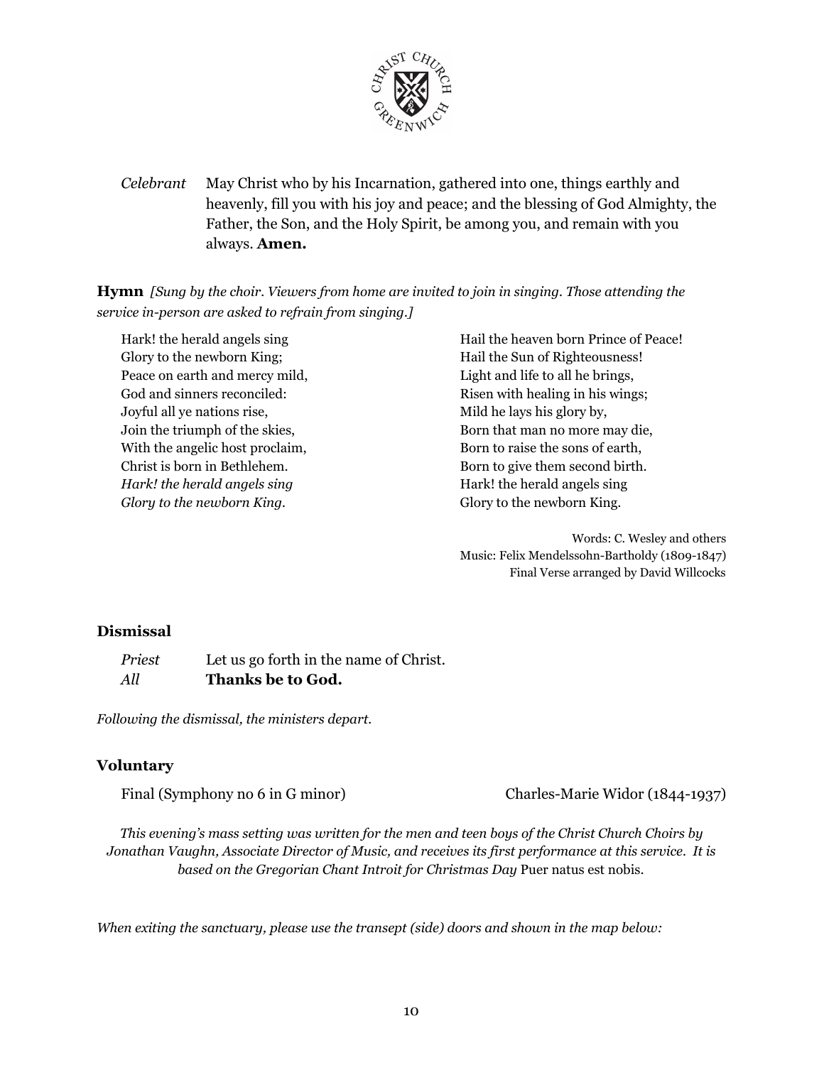*Celebrant* May Christ who by his Incarnation, gathered into one, things earthly and heavenly, fill you with his joy and peace; and the blessing of God Almighty, the Father, the Son, and the Holy Spirit, be among you, and remain with you always. **Amen.**

**Hymn** *[Sung by the choir. Viewers from home are invited to join in singing. Those attending the service in-person are asked to refrain from singing.]*

Hark! the herald angels sing
Glory to the newborn King;
Peace on earth and mercy mild,
God and sinners reconciled:
Joyful all ye nations rise,
Join the triumph of the skies,
With the angelic host proclaim,
Christ is born in Bethlehem.
*Hark! the herald angels sing*
*Glory to the newborn King.*

Hail the heaven born Prince of Peace!
Hail the Sun of Righteousness!
Light and life to all he brings,
Risen with healing in his wings;
Mild he lays his glory by,
Born that man no more may die,
Born to raise the sons of earth,
Born to give them second birth.
Hark! the herald angels sing
Glory to the newborn King.

Words: C. Wesley and others
Music: Felix Mendelssohn-Bartholdy (1809-1847)
Final Verse arranged by David Willcocks

### Dismissal

*Priest* Let us go forth in the name of Christ.
*All* **Thanks be to God.**

*Following the dismissal, the ministers depart.*

### Voluntary

Final (Symphony no 6 in G minor) Charles-Marie Widor (1844-1937)

*This evening's mass setting was written for the men and teen boys of the Christ Church Choirs by Jonathan Vaughn, Associate Director of Music, and receives its first performance at this service. It is based on the Gregorian Chant Introit for Christmas Day* Puer natus est nobis.

*When exiting the sanctuary, please use the transept (side) doors and shown in the map below:*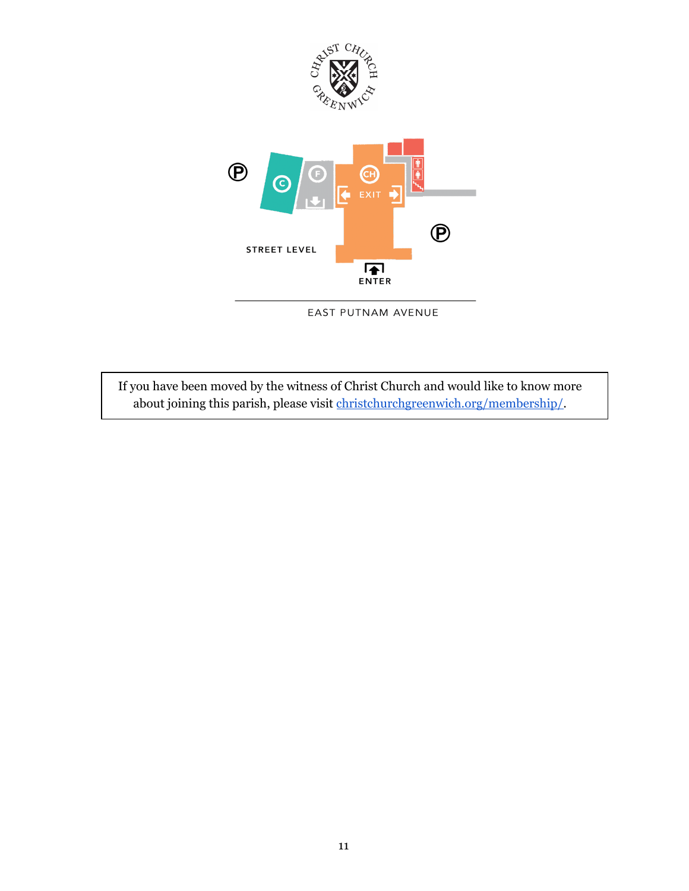STREET LEVEL

ENTER

EXIT

EAST PUTNAM AVENUE

If you have been moved by the witness of Christ Church and would like to know more about joining this parish, please visit christchurchgreenwich.org/membership/.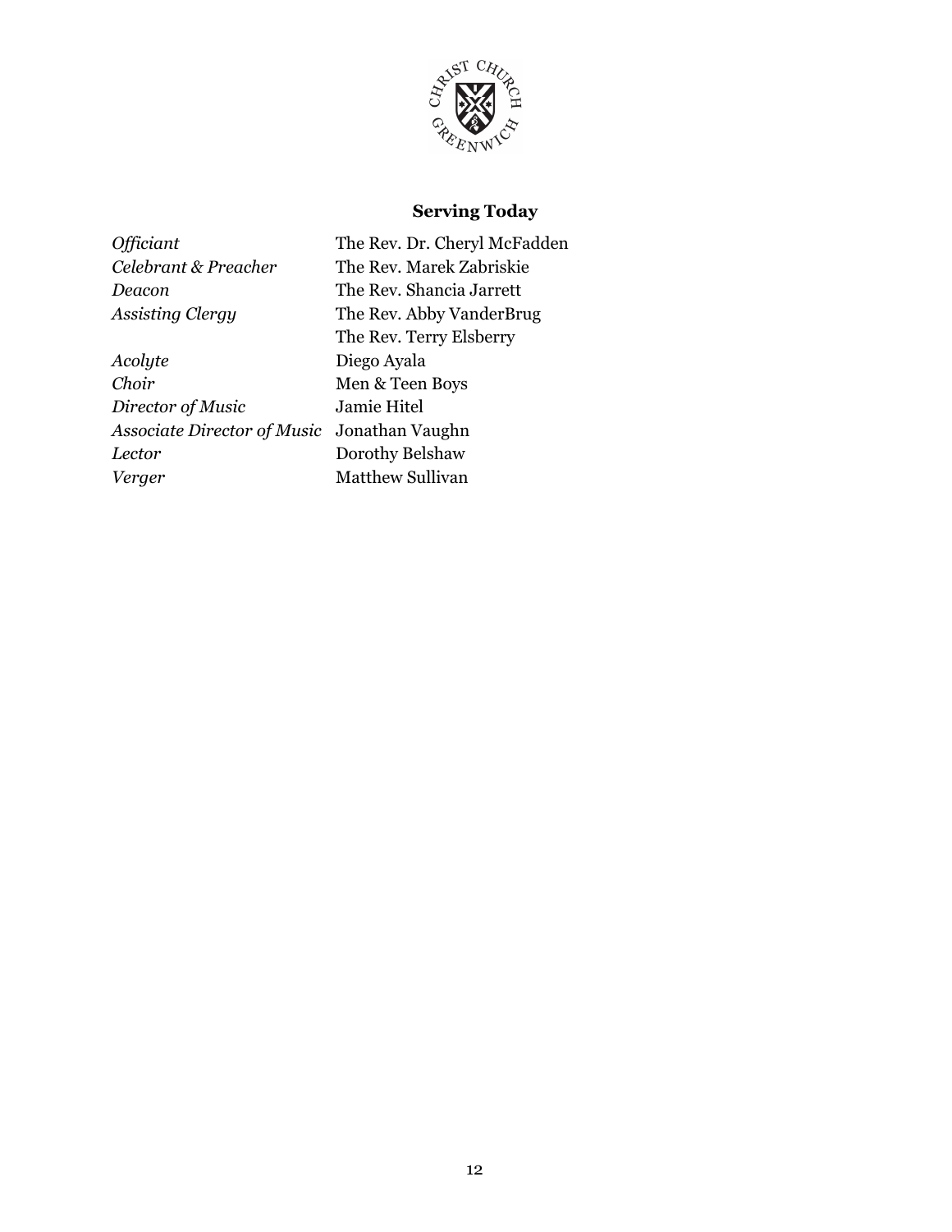## Serving Today

| | |
|---|---|
| *Officiant* | The Rev. Dr. Cheryl McFadden |
| *Celebrant & Preacher* | The Rev. Marek Zabriskie |
| *Deacon* | The Rev. Shancia Jarrett |
| *Assisting Clergy* | The Rev. Abby VanderBrug |
| | The Rev. Terry Elsberry |
| *Acolyte* | Diego Ayala |
| *Choir* | Men & Teen Boys |
| *Director of Music* | Jamie Hitel |
| *Associate Director of Music* | Jonathan Vaughn |
| *Lector* | Dorothy Belshaw |
| *Verger* | Matthew Sullivan |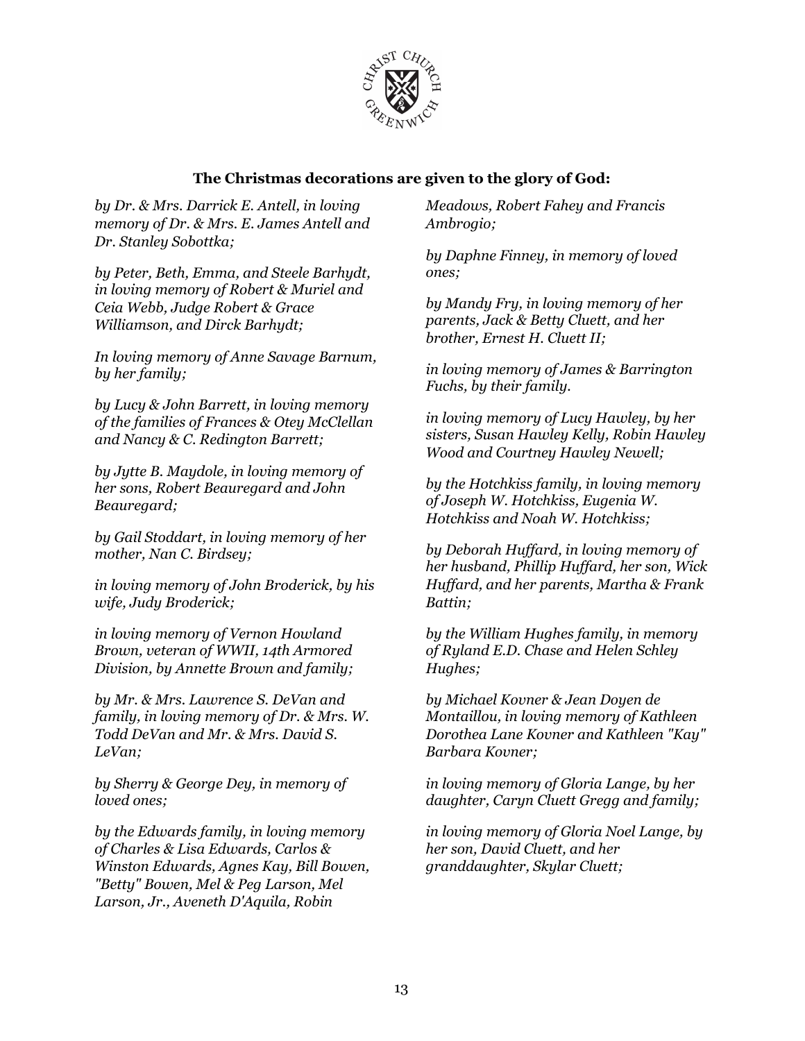**The Christmas decorations are given to the glory of God:**

*by Dr. & Mrs. Darrick E. Antell, in loving memory of Dr. & Mrs. E. James Antell and Dr. Stanley Sobottka;*

*by Peter, Beth, Emma, and Steele Barhydt, in loving memory of Robert & Muriel and Ceia Webb, Judge Robert & Grace Williamson, and Dirck Barhydt;*

*In loving memory of Anne Savage Barnum, by her family;*

*by Lucy & John Barrett, in loving memory of the families of Frances & Otey McClellan and Nancy & C. Redington Barrett;*

*by Jytte B. Maydole, in loving memory of her sons, Robert Beauregard and John Beauregard;*

*by Gail Stoddart, in loving memory of her mother, Nan C. Birdsey;*

*in loving memory of John Broderick, by his wife, Judy Broderick;*

*in loving memory of Vernon Howland Brown, veteran of WWII, 14th Armored Division, by Annette Brown and family;*

*by Mr. & Mrs. Lawrence S. DeVan and family, in loving memory of Dr. & Mrs. W. Todd DeVan and Mr. & Mrs. David S. LeVan;*

*by Sherry & George Dey, in memory of loved ones;*

*by the Edwards family, in loving memory of Charles & Lisa Edwards, Carlos & Winston Edwards, Agnes Kay, Bill Bowen, "Betty" Bowen, Mel & Peg Larson, Mel Larson, Jr., Aveneth D'Aquila, Robin Meadows, Robert Fahey and Francis Ambrogio;*

*by Daphne Finney, in memory of loved ones;*

*by Mandy Fry, in loving memory of her parents, Jack & Betty Cluett, and her brother, Ernest H. Cluett II;*

*in loving memory of James & Barrington Fuchs, by their family.*

*in loving memory of Lucy Hawley, by her sisters, Susan Hawley Kelly, Robin Hawley Wood and Courtney Hawley Newell;*

*by the Hotchkiss family, in loving memory of Joseph W. Hotchkiss, Eugenia W. Hotchkiss and Noah W. Hotchkiss;*

*by Deborah Huffard, in loving memory of her husband, Phillip Huffard, her son, Wick Huffard, and her parents, Martha & Frank Battin;*

*by the William Hughes family, in memory of Ryland E.D. Chase and Helen Schley Hughes;*

*by Michael Kovner & Jean Doyen de Montaillou, in loving memory of Kathleen Dorothea Lane Kovner and Kathleen "Kay" Barbara Kovner;*

*in loving memory of Gloria Lange, by her daughter, Caryn Cluett Gregg and family;*

*in loving memory of Gloria Noel Lange, by her son, David Cluett, and her granddaughter, Skylar Cluett;*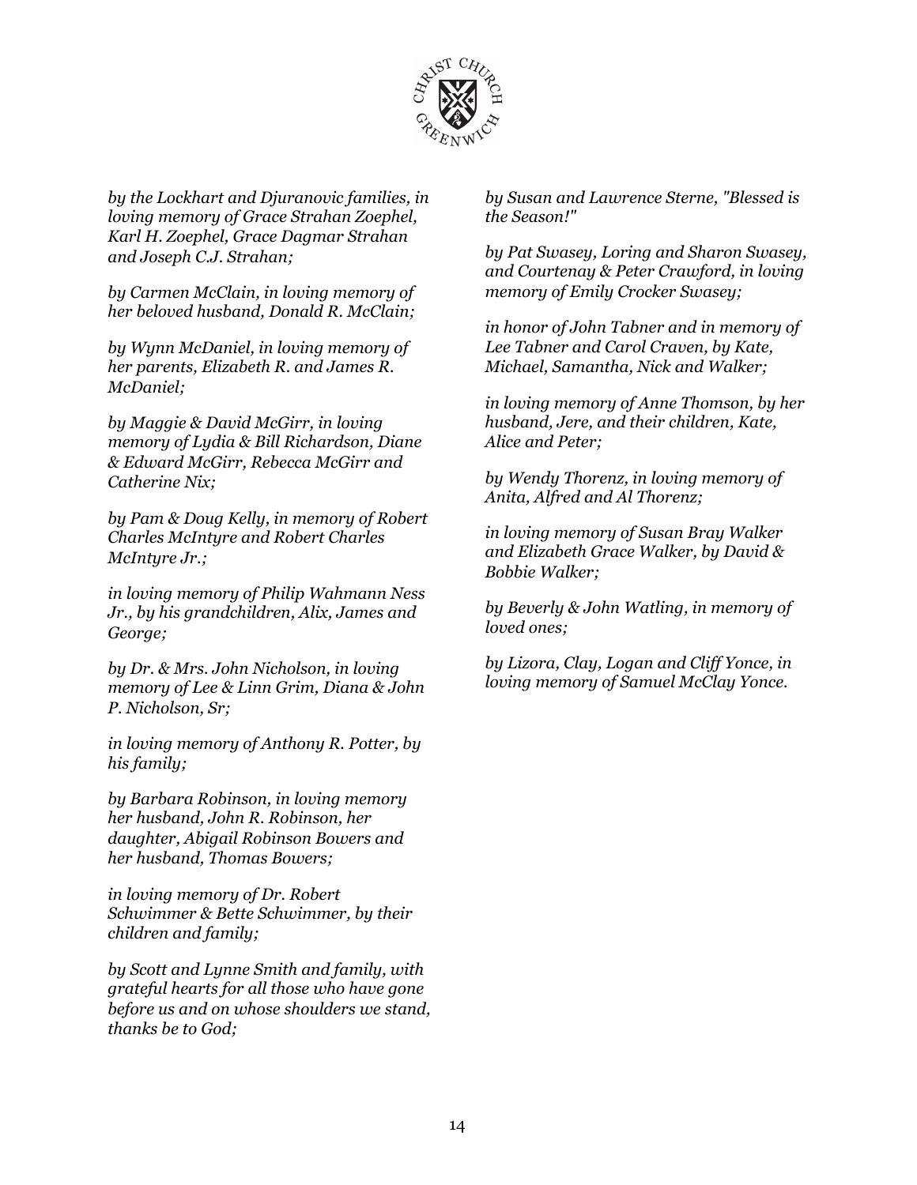*by the Lockhart and Djuranovic families, in loving memory of Grace Strahan Zoephel, Karl H. Zoephel, Grace Dagmar Strahan and Joseph C.J. Strahan;*

*by Carmen McClain, in loving memory of her beloved husband, Donald R. McClain;*

*by Wynn McDaniel, in loving memory of her parents, Elizabeth R. and James R. McDaniel;*

*by Maggie & David McGirr, in loving memory of Lydia & Bill Richardson, Diane & Edward McGirr, Rebecca McGirr and Catherine Nix;*

*by Pam & Doug Kelly, in memory of Robert Charles McIntyre and Robert Charles McIntyre Jr.;*

*in loving memory of Philip Wahmann Ness Jr., by his grandchildren, Alix, James and George;*

*by Dr. & Mrs. John Nicholson, in loving memory of Lee & Linn Grim, Diana & John P. Nicholson, Sr;*

*in loving memory of Anthony R. Potter, by his family;*

*by Barbara Robinson, in loving memory her husband, John R. Robinson, her daughter, Abigail Robinson Bowers and her husband, Thomas Bowers;*

*in loving memory of Dr. Robert Schwimmer & Bette Schwimmer, by their children and family;*

*by Scott and Lynne Smith and family, with grateful hearts for all those who have gone before us and on whose shoulders we stand, thanks be to God;*

*by Susan and Lawrence Sterne, "Blessed is the Season!"*

*by Pat Swasey, Loring and Sharon Swasey, and Courtenay & Peter Crawford, in loving memory of Emily Crocker Swasey;*

*in honor of John Tabner and in memory of Lee Tabner and Carol Craven, by Kate, Michael, Samantha, Nick and Walker;*

*in loving memory of Anne Thomson, by her husband, Jere, and their children, Kate, Alice and Peter;*

*by Wendy Thorenz, in loving memory of Anita, Alfred and Al Thorenz;*

*in loving memory of Susan Bray Walker and Elizabeth Grace Walker, by David & Bobbie Walker;*

*by Beverly & John Watling, in memory of loved ones;*

*by Lizora, Clay, Logan and Cliff Yonce, in loving memory of Samuel McClay Yonce.*